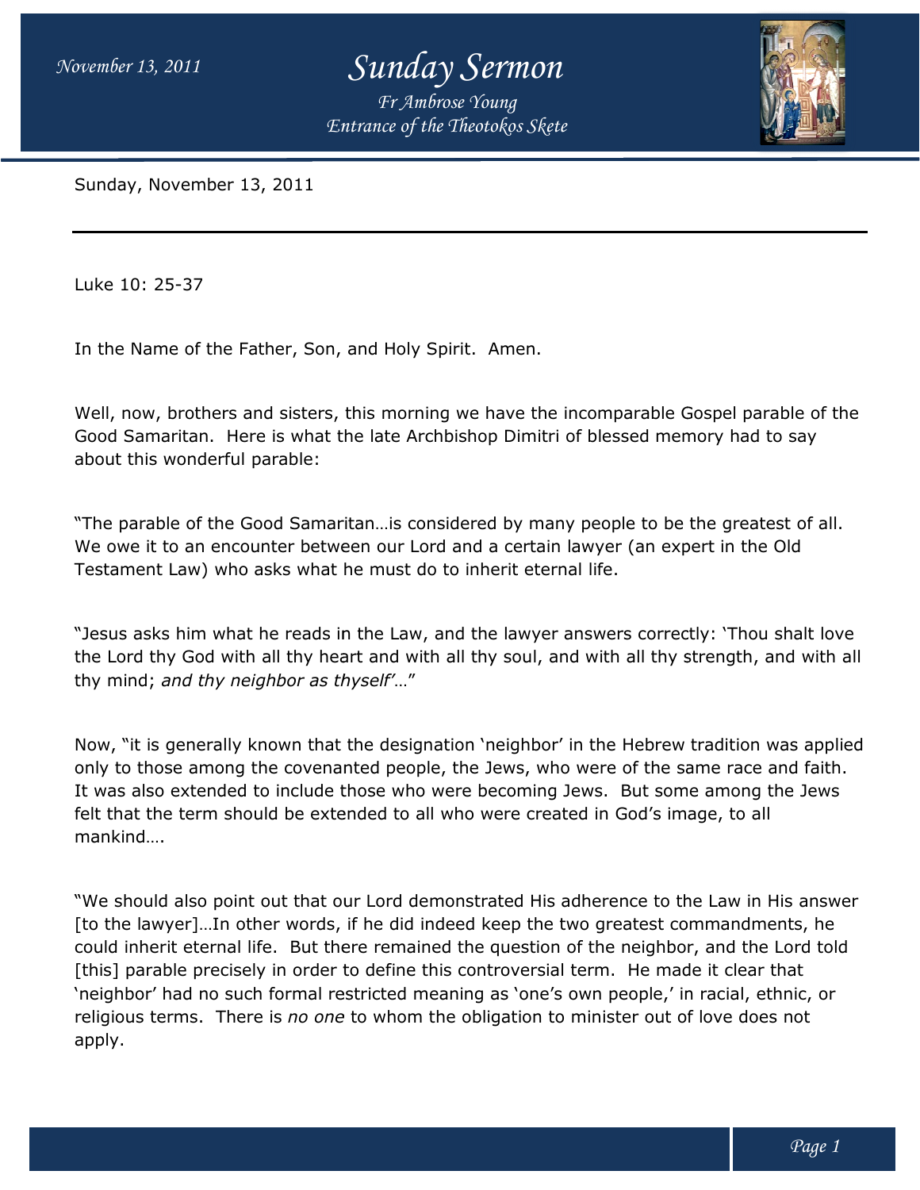# Sunday Sermon

*Fr Ambrose Young*

*Entrance of the Theotokos Skete*

Sunday, November 13, 2011

---

Luke 10: 25-37

In the Name of the Father, Son, and Holy Spirit. Amen.

Well, now, brothers and sisters, this morning we have the incomparable Gospel parable of the Good Samaritan. Here is what the late Archbishop Dimitri of blessed memory had to say about this wonderful parable:

"The parable of the Good Samaritan…is considered by many people to be the greatest of all. We owe it to an encounter between our Lord and a certain lawyer (an expert in the Old Testament Law) who asks what he must do to inherit eternal life.

"Jesus asks him what he reads in the Law, and the lawyer answers correctly: 'Thou shalt love the Lord thy God with all thy heart and with all thy soul, and with all thy strength, and with all thy mind; *and thy neighbor as thyself'*…"

Now, "it is generally known that the designation 'neighbor' in the Hebrew tradition was applied only to those among the covenanted people, the Jews, who were of the same race and faith. It was also extended to include those who were becoming Jews. But some among the Jews felt that the term should be extended to all who were created in God's image, to all mankind….

"We should also point out that our Lord demonstrated His adherence to the Law in His answer [to the lawyer]…In other words, if he did indeed keep the two greatest commandments, he could inherit eternal life. But there remained the question of the neighbor, and the Lord told [this] parable precisely in order to define this controversial term. He made it clear that 'neighbor' had no such formal restricted meaning as 'one's own people,' in racial, ethnic, or religious terms. There is *no one* to whom the obligation to minister out of love does not apply.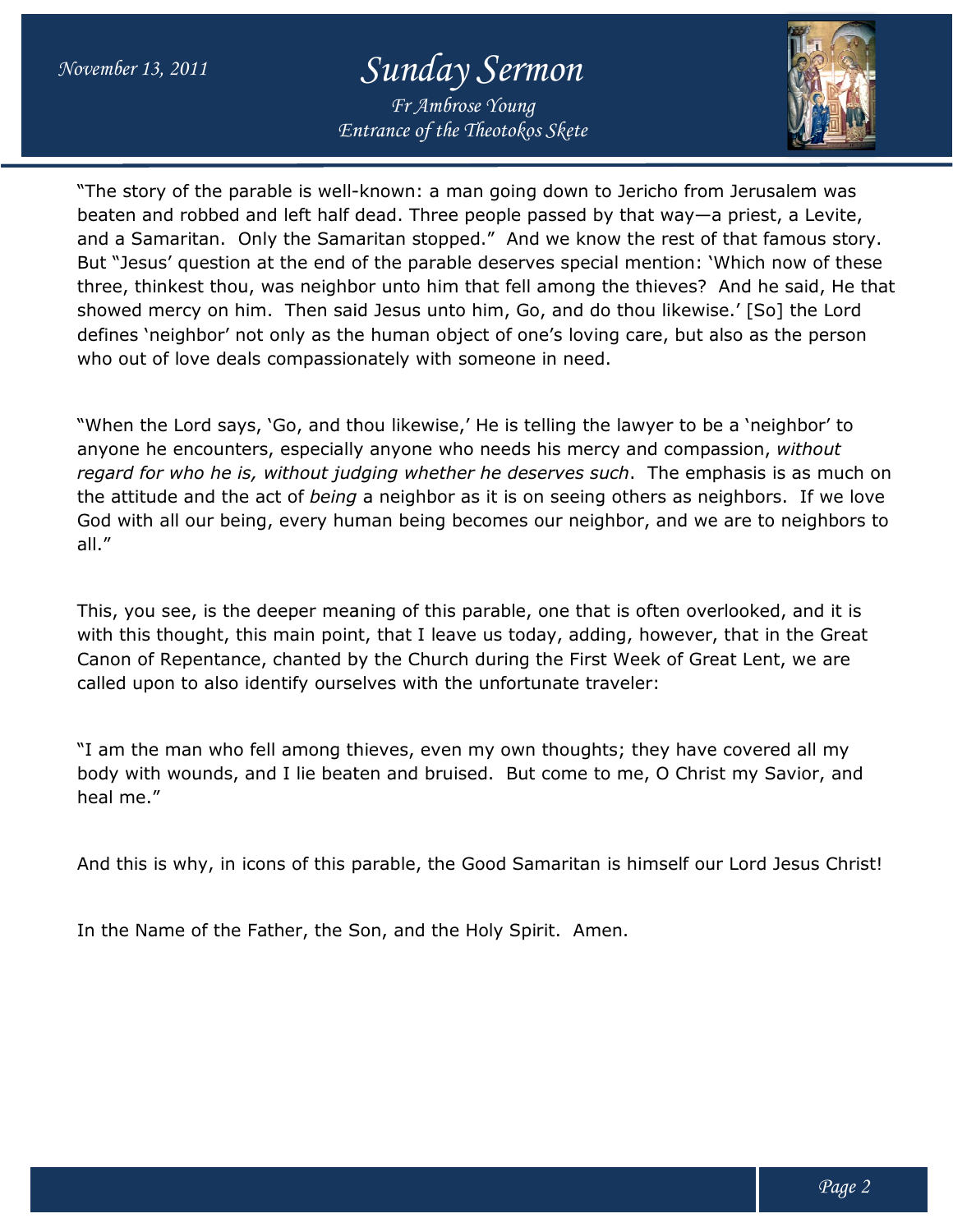"The story of the parable is well-known: a man going down to Jericho from Jerusalem was beaten and robbed and left half dead. Three people passed by that way—a priest, a Levite, and a Samaritan. Only the Samaritan stopped." And we know the rest of that famous story. But "Jesus' question at the end of the parable deserves special mention: 'Which now of these three, thinkest thou, was neighbor unto him that fell among the thieves? And he said, He that showed mercy on him. Then said Jesus unto him, Go, and do thou likewise.' [So] the Lord defines 'neighbor' not only as the human object of one's loving care, but also as the person who out of love deals compassionately with someone in need.

"When the Lord says, 'Go, and thou likewise,' He is telling the lawyer to be a 'neighbor' to anyone he encounters, especially anyone who needs his mercy and compassion, *without regard for who he is, without judging whether he deserves such*. The emphasis is as much on the attitude and the act of *being* a neighbor as it is on seeing others as neighbors. If we love God with all our being, every human being becomes our neighbor, and we are to neighbors to all."

This, you see, is the deeper meaning of this parable, one that is often overlooked, and it is with this thought, this main point, that I leave us today, adding, however, that in the Great Canon of Repentance, chanted by the Church during the First Week of Great Lent, we are called upon to also identify ourselves with the unfortunate traveler:

"I am the man who fell among thieves, even my own thoughts; they have covered all my body with wounds, and I lie beaten and bruised. But come to me, O Christ my Savior, and heal me."

And this is why, in icons of this parable, the Good Samaritan is himself our Lord Jesus Christ!

In the Name of the Father, the Son, and the Holy Spirit. Amen.